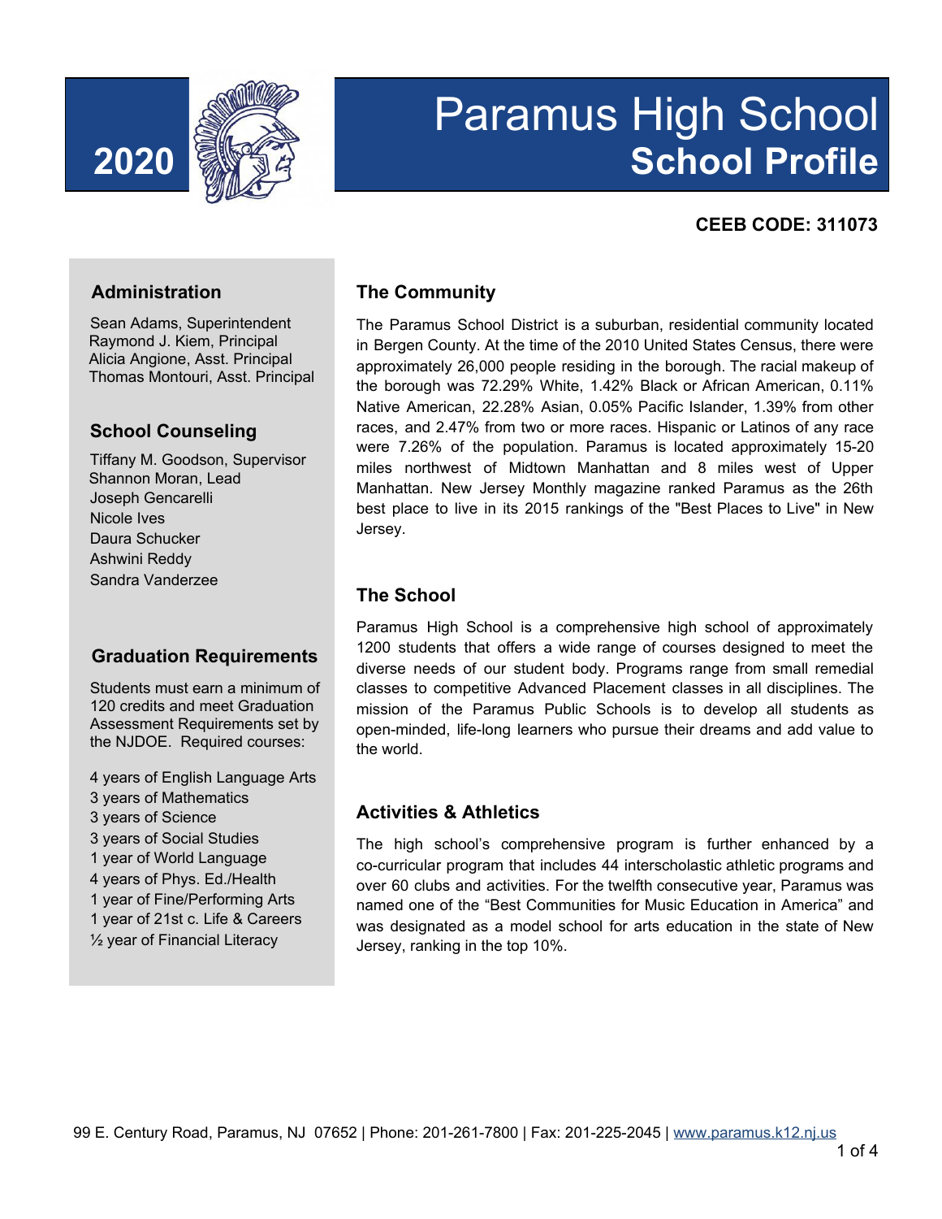# 2020 Paramus High School School Profile

**CEEB CODE: 311073**

## Administration

Sean Adams, Superintendent
Raymond J. Kiem, Principal
Alicia Angione, Asst. Principal
Thomas Montouri, Asst. Principal

## School Counseling

Tiffany M. Goodson, Supervisor
Shannon Moran, Lead
Joseph Gencarelli
Nicole Ives
Daura Schucker
Ashwini Reddy
Sandra Vanderzee

## Graduation Requirements

Students must earn a minimum of 120 credits and meet Graduation Assessment Requirements set by the NJDOE. Required courses:

- 4 years of English Language Arts
- 3 years of Mathematics
- 3 years of Science
- 3 years of Social Studies
- 1 year of World Language
- 4 years of Phys. Ed./Health
- 1 year of Fine/Performing Arts
- 1 year of 21st c. Life & Careers
- ½ year of Financial Literacy

## The Community

The Paramus School District is a suburban, residential community located in Bergen County. At the time of the 2010 United States Census, there were approximately 26,000 people residing in the borough. The racial makeup of the borough was 72.29% White, 1.42% Black or African American, 0.11% Native American, 22.28% Asian, 0.05% Pacific Islander, 1.39% from other races, and 2.47% from two or more races. Hispanic or Latinos of any race were 7.26% of the population. Paramus is located approximately 15-20 miles northwest of Midtown Manhattan and 8 miles west of Upper Manhattan. New Jersey Monthly magazine ranked Paramus as the 26th best place to live in its 2015 rankings of the "Best Places to Live" in New Jersey.

## The School

Paramus High School is a comprehensive high school of approximately 1200 students that offers a wide range of courses designed to meet the diverse needs of our student body. Programs range from small remedial classes to competitive Advanced Placement classes in all disciplines. The mission of the Paramus Public Schools is to develop all students as open-minded, life-long learners who pursue their dreams and add value to the world.

## Activities & Athletics

The high school's comprehensive program is further enhanced by a co-curricular program that includes 44 interscholastic athletic programs and over 60 clubs and activities. For the twelfth consecutive year, Paramus was named one of the "Best Communities for Music Education in America" and was designated as a model school for arts education in the state of New Jersey, ranking in the top 10%.

99 E. Century Road, Paramus, NJ 07652 | Phone: 201-261-7800 | Fax: 201-225-2045 | www.paramus.k12.nj.us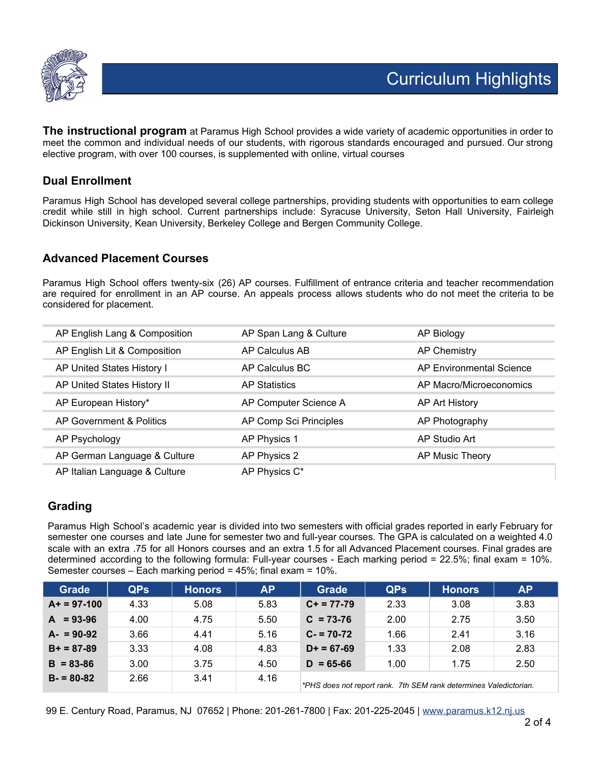# Curriculum Highlights

**The instructional program** at Paramus High School provides a wide variety of academic opportunities in order to meet the common and individual needs of our students, with rigorous standards encouraged and pursued. Our strong elective program, with over 100 courses, is supplemented with online, virtual courses

## Dual Enrollment

Paramus High School has developed several college partnerships, providing students with opportunities to earn college credit while still in high school. Current partnerships include: Syracuse University, Seton Hall University, Fairleigh Dickinson University, Kean University, Berkeley College and Bergen Community College.

## Advanced Placement Courses

Paramus High School offers twenty-six (26) AP courses. Fulfillment of entrance criteria and teacher recommendation are required for enrollment in an AP course. An appeals process allows students who do not meet the criteria to be considered for placement.

| | | |
|---|---|---|
| AP English Lang & Composition | AP Span Lang & Culture | AP Biology |
| AP English Lit & Composition | AP Calculus AB | AP Chemistry |
| AP United States History I | AP Calculus BC | AP Environmental Science |
| AP United States History II | AP Statistics | AP Macro/Microeconomics |
| AP European History* | AP Computer Science A | AP Art History |
| AP Government & Politics | AP Comp Sci Principles | AP Photography |
| AP Psychology | AP Physics 1 | AP Studio Art |
| AP German Language & Culture | AP Physics 2 | AP Music Theory |
| AP Italian Language & Culture | AP Physics C* | |

## Grading

Paramus High School's academic year is divided into two semesters with official grades reported in early February for semester one courses and late June for semester two and full-year courses. The GPA is calculated on a weighted 4.0 scale with an extra .75 for all Honors courses and an extra 1.5 for all Advanced Placement courses. Final grades are determined according to the following formula: Full-year courses - Each marking period = 22.5%; final exam = 10%. Semester courses – Each marking period = 45%; final exam = 10%.

| Grade | QPs | Honors | AP | Grade | QPs | Honors | AP |
|---|---|---|---|---|---|---|---|
| **A+ = 97-100** | 4.33 | 5.08 | 5.83 | **C+ = 77-79** | 2.33 | 3.08 | 3.83 |
| **A = 93-96** | 4.00 | 4.75 | 5.50 | **C = 73-76** | 2.00 | 2.75 | 3.50 |
| **A- = 90-92** | 3.66 | 4.41 | 5.16 | **C- = 70-72** | 1.66 | 2.41 | 3.16 |
| **B+ = 87-89** | 3.33 | 4.08 | 4.83 | **D+ = 67-69** | 1.33 | 2.08 | 2.83 |
| **B = 83-86** | 3.00 | 3.75 | 4.50 | **D = 65-66** | 1.00 | 1.75 | 2.50 |
| **B- = 80-82** | 2.66 | 3.41 | 4.16 | *\*PHS does not report rank. 7th SEM rank determines Valedictorian.* | | | |

99 E. Century Road, Paramus, NJ 07652 | Phone: 201-261-7800 | Fax: 201-225-2045 | www.paramus.k12.nj.us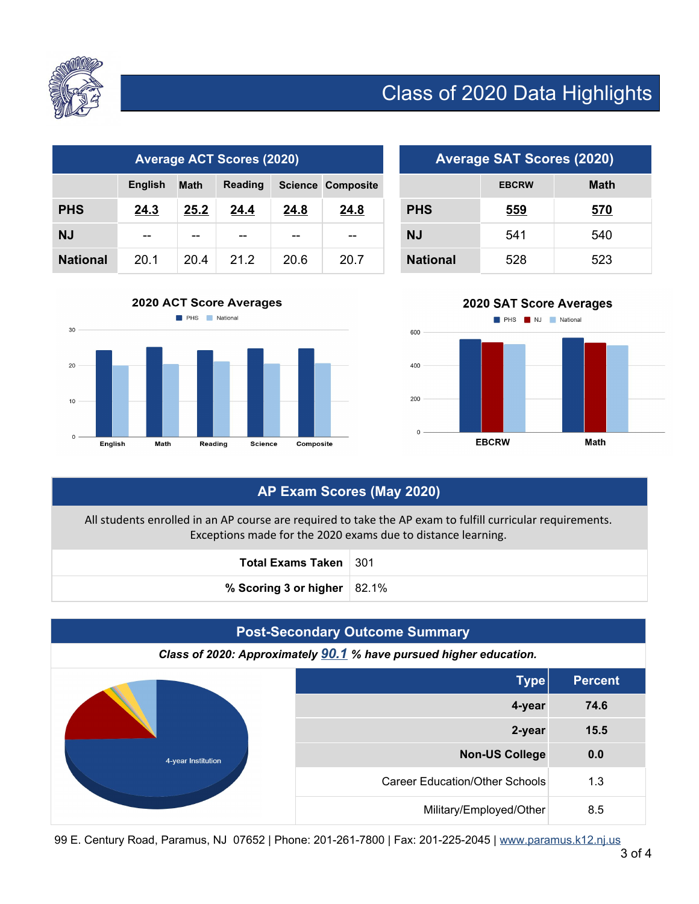# Class of 2020 Data Highlights

## Average ACT Scores (2020)

| | English | Math | Reading | Science | Composite |
|---|---|---|---|---|---|
| **PHS** | **24.3** | **25.2** | **24.4** | **24.8** | **24.8** |
| **NJ** | -- | -- | -- | -- | -- |
| **National** | 20.1 | 20.4 | 21.2 | 20.6 | 20.7 |

## Average SAT Scores (2020)

| | EBCRW | Math |
|---|---|---|
| **PHS** | **559** | **570** |
| **NJ** | 541 | 540 |
| **National** | 528 | 523 |

### 2020 ACT Score Averages

### 2020 SAT Score Averages

## AP Exam Scores (May 2020)

All students enrolled in an AP course are required to take the AP exam to fulfill curricular requirements. Exceptions made for the 2020 exams due to distance learning.

| | |
|---|---|
| **Total Exams Taken** | 301 |
| **% Scoring 3 or higher** | 82.1% |

## Post-Secondary Outcome Summary

***Class of 2020: Approximately 90.1 % have pursued higher education.***

| Type | Percent |
|---|---|
| **4-year** | **74.6** |
| **2-year** | **15.5** |
| **Non-US College** | **0.0** |
| Career Education/Other Schools | 1.3 |
| Military/Employed/Other | 8.5 |

99 E. Century Road, Paramus, NJ 07652 | Phone: 201-261-7800 | Fax: 201-225-2045 | www.paramus.k12.nj.us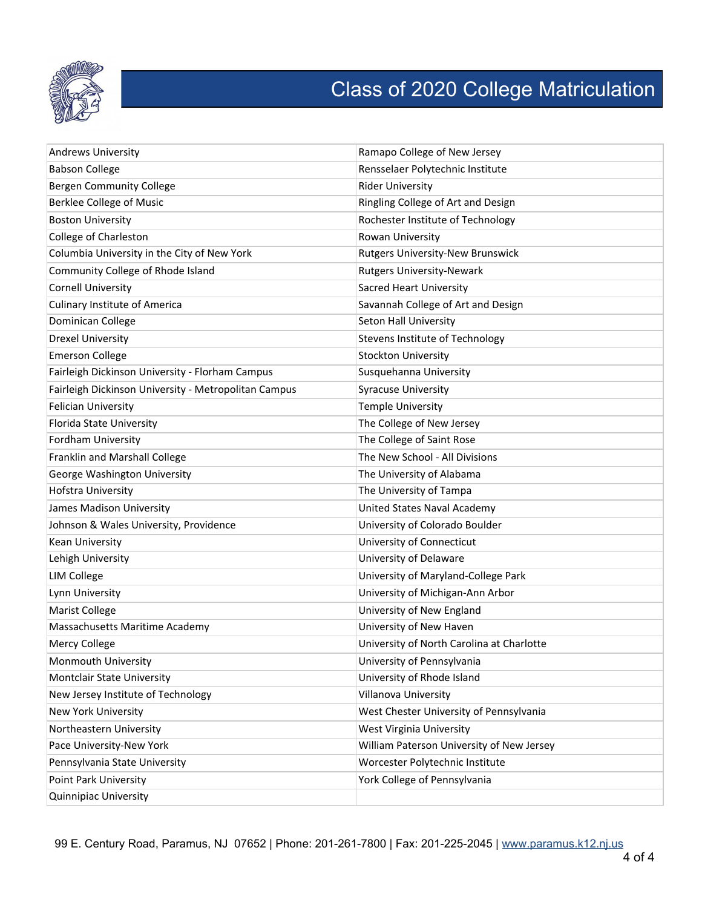# Class of 2020 College Matriculation

| | |
|---|---|
| Andrews University | Ramapo College of New Jersey |
| Babson College | Rensselaer Polytechnic Institute |
| Bergen Community College | Rider University |
| Berklee College of Music | Ringling College of Art and Design |
| Boston University | Rochester Institute of Technology |
| College of Charleston | Rowan University |
| Columbia University in the City of New York | Rutgers University-New Brunswick |
| Community College of Rhode Island | Rutgers University-Newark |
| Cornell University | Sacred Heart University |
| Culinary Institute of America | Savannah College of Art and Design |
| Dominican College | Seton Hall University |
| Drexel University | Stevens Institute of Technology |
| Emerson College | Stockton University |
| Fairleigh Dickinson University - Florham Campus | Susquehanna University |
| Fairleigh Dickinson University - Metropolitan Campus | Syracuse University |
| Felician University | Temple University |
| Florida State University | The College of New Jersey |
| Fordham University | The College of Saint Rose |
| Franklin and Marshall College | The New School - All Divisions |
| George Washington University | The University of Alabama |
| Hofstra University | The University of Tampa |
| James Madison University | United States Naval Academy |
| Johnson & Wales University, Providence | University of Colorado Boulder |
| Kean University | University of Connecticut |
| Lehigh University | University of Delaware |
| LIM College | University of Maryland-College Park |
| Lynn University | University of Michigan-Ann Arbor |
| Marist College | University of New England |
| Massachusetts Maritime Academy | University of New Haven |
| Mercy College | University of North Carolina at Charlotte |
| Monmouth University | University of Pennsylvania |
| Montclair State University | University of Rhode Island |
| New Jersey Institute of Technology | Villanova University |
| New York University | West Chester University of Pennsylvania |
| Northeastern University | West Virginia University |
| Pace University-New York | William Paterson University of New Jersey |
| Pennsylvania State University | Worcester Polytechnic Institute |
| Point Park University | York College of Pennsylvania |
| Quinnipiac University | |

99 E. Century Road, Paramus, NJ 07652 | Phone: 201-261-7800 | Fax: 201-225-2045 | www.paramus.k12.nj.us